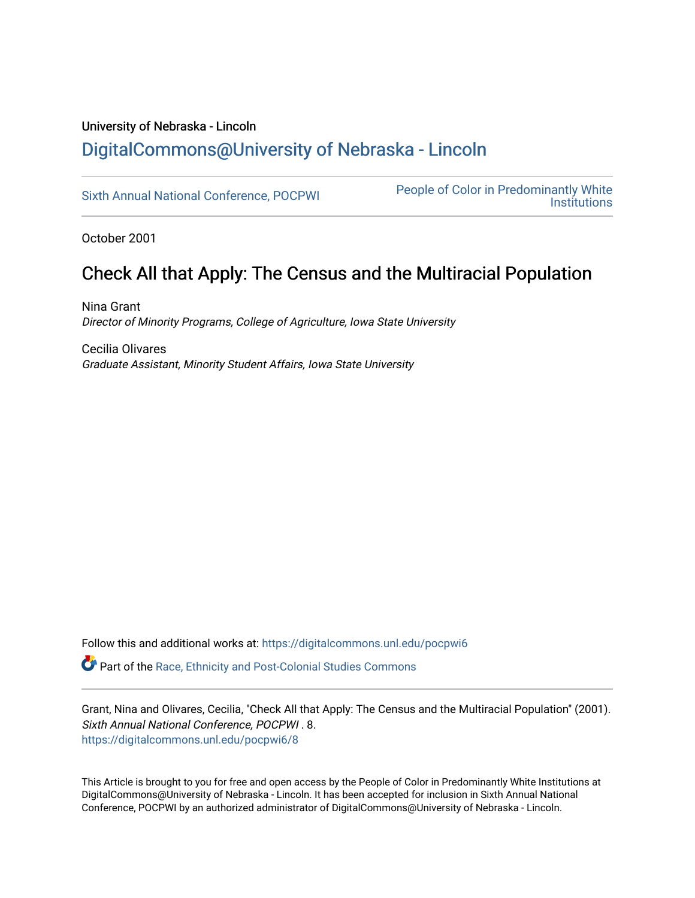University of Nebraska - Lincoln

DigitalCommons@University of Nebraska - Lincoln

Sixth Annual National Conference, POCPWI

People of Color in Predominantly White Institutions

October 2001

# Check All that Apply: The Census and the Multiracial Population

Nina Grant
*Director of Minority Programs, College of Agriculture, Iowa State University*

Cecilia Olivares
*Graduate Assistant, Minority Student Affairs, Iowa State University*

Follow this and additional works at: https://digitalcommons.unl.edu/pocpwi6

Part of the Race, Ethnicity and Post-Colonial Studies Commons

Grant, Nina and Olivares, Cecilia, "Check All that Apply: The Census and the Multiracial Population" (2001). *Sixth Annual National Conference, POCPWI* . 8.
https://digitalcommons.unl.edu/pocpwi6/8

This Article is brought to you for free and open access by the People of Color in Predominantly White Institutions at DigitalCommons@University of Nebraska - Lincoln. It has been accepted for inclusion in Sixth Annual National Conference, POCPWI by an authorized administrator of DigitalCommons@University of Nebraska - Lincoln.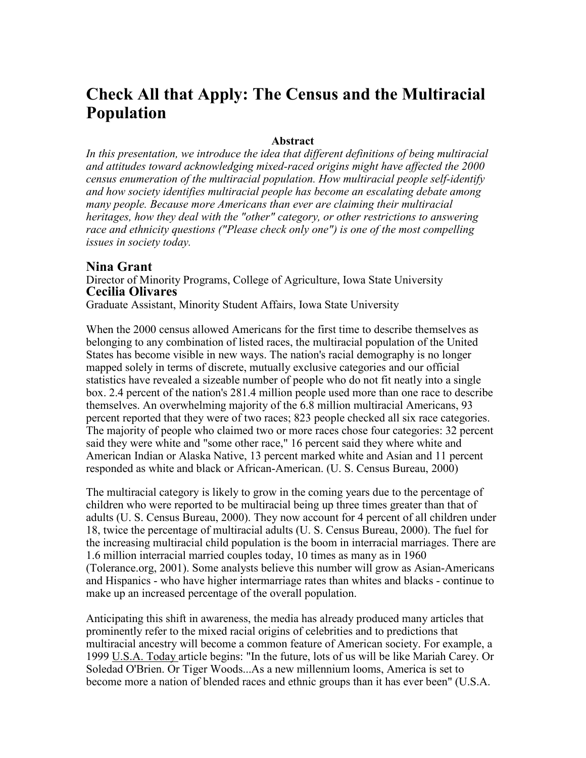# Check All that Apply: The Census and the Multiracial Population

**Abstract**

*In this presentation, we introduce the idea that different definitions of being multiracial and attitudes toward acknowledging mixed-raced origins might have affected the 2000 census enumeration of the multiracial population. How multiracial people self-identify and how society identifies multiracial people has become an escalating debate among many people. Because more Americans than ever are claiming their multiracial heritages, how they deal with the "other" category, or other restrictions to answering race and ethnicity questions ("Please check only one") is one of the most compelling issues in society today.*

## Nina Grant

Director of Minority Programs, College of Agriculture, Iowa State University

## Cecilia Olivares

Graduate Assistant, Minority Student Affairs, Iowa State University

When the 2000 census allowed Americans for the first time to describe themselves as belonging to any combination of listed races, the multiracial population of the United States has become visible in new ways. The nation's racial demography is no longer mapped solely in terms of discrete, mutually exclusive categories and our official statistics have revealed a sizeable number of people who do not fit neatly into a single box. 2.4 percent of the nation's 281.4 million people used more than one race to describe themselves. An overwhelming majority of the 6.8 million multiracial Americans, 93 percent reported that they were of two races; 823 people checked all six race categories. The majority of people who claimed two or more races chose four categories: 32 percent said they were white and "some other race," 16 percent said they where white and American Indian or Alaska Native, 13 percent marked white and Asian and 11 percent responded as white and black or African-American. (U. S. Census Bureau, 2000)

The multiracial category is likely to grow in the coming years due to the percentage of children who were reported to be multiracial being up three times greater than that of adults (U. S. Census Bureau, 2000). They now account for 4 percent of all children under 18, twice the percentage of multiracial adults (U. S. Census Bureau, 2000). The fuel for the increasing multiracial child population is the boom in interracial marriages. There are 1.6 million interracial married couples today, 10 times as many as in 1960 (Tolerance.org, 2001). Some analysts believe this number will grow as Asian-Americans and Hispanics - who have higher intermarriage rates than whites and blacks - continue to make up an increased percentage of the overall population.

Anticipating this shift in awareness, the media has already produced many articles that prominently refer to the mixed racial origins of celebrities and to predictions that multiracial ancestry will become a common feature of American society. For example, a 1999 U.S.A. Today article begins: "In the future, lots of us will be like Mariah Carey. Or Soledad O'Brien. Or Tiger Woods...As a new millennium looms, America is set to become more a nation of blended races and ethnic groups than it has ever been" (U.S.A.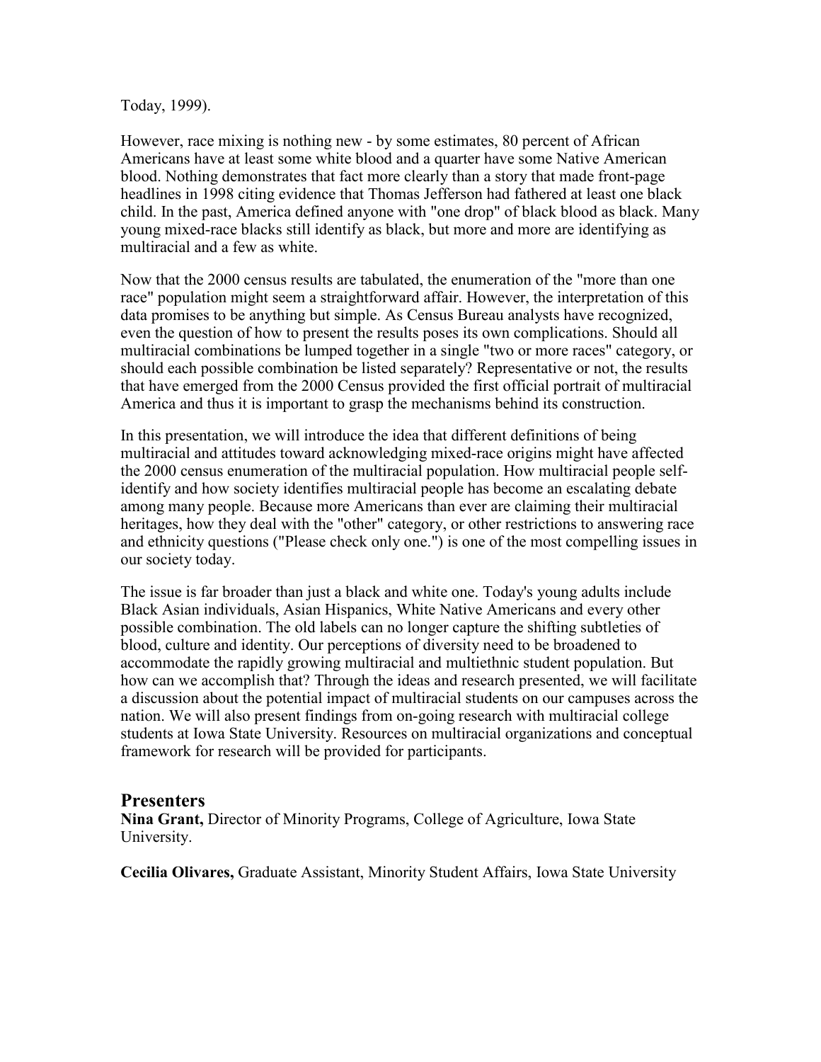Today, 1999).

However, race mixing is nothing new - by some estimates, 80 percent of African Americans have at least some white blood and a quarter have some Native American blood. Nothing demonstrates that fact more clearly than a story that made front-page headlines in 1998 citing evidence that Thomas Jefferson had fathered at least one black child. In the past, America defined anyone with "one drop" of black blood as black. Many young mixed-race blacks still identify as black, but more and more are identifying as multiracial and a few as white.

Now that the 2000 census results are tabulated, the enumeration of the "more than one race" population might seem a straightforward affair. However, the interpretation of this data promises to be anything but simple. As Census Bureau analysts have recognized, even the question of how to present the results poses its own complications. Should all multiracial combinations be lumped together in a single "two or more races" category, or should each possible combination be listed separately? Representative or not, the results that have emerged from the 2000 Census provided the first official portrait of multiracial America and thus it is important to grasp the mechanisms behind its construction.

In this presentation, we will introduce the idea that different definitions of being multiracial and attitudes toward acknowledging mixed-race origins might have affected the 2000 census enumeration of the multiracial population. How multiracial people self-identify and how society identifies multiracial people has become an escalating debate among many people. Because more Americans than ever are claiming their multiracial heritages, how they deal with the "other" category, or other restrictions to answering race and ethnicity questions ("Please check only one.") is one of the most compelling issues in our society today.

The issue is far broader than just a black and white one. Today's young adults include Black Asian individuals, Asian Hispanics, White Native Americans and every other possible combination. The old labels can no longer capture the shifting subtleties of blood, culture and identity. Our perceptions of diversity need to be broadened to accommodate the rapidly growing multiracial and multiethnic student population. But how can we accomplish that? Through the ideas and research presented, we will facilitate a discussion about the potential impact of multiracial students on our campuses across the nation. We will also present findings from on-going research with multiracial college students at Iowa State University. Resources on multiracial organizations and conceptual framework for research will be provided for participants.

## Presenters

**Nina Grant,** Director of Minority Programs, College of Agriculture, Iowa State University.

**Cecilia Olivares,** Graduate Assistant, Minority Student Affairs, Iowa State University